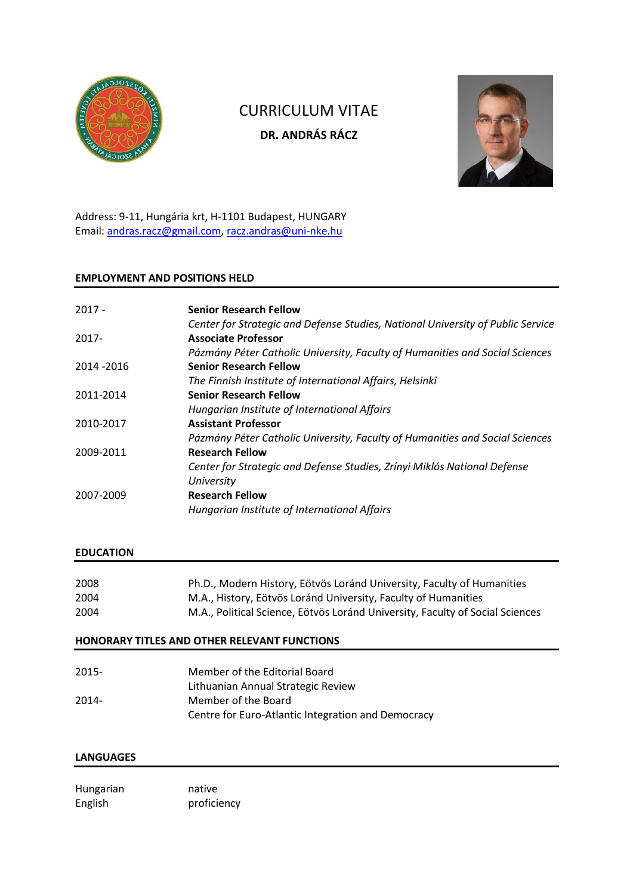# CURRICULUM VITAE

**DR. ANDRÁS RÁCZ**

Address: 9-11, Hungária krt, H-1101 Budapest, HUNGARY
Email: andras.racz@gmail.com, racz.andras@uni-nke.hu

## EMPLOYMENT AND POSITIONS HELD

| | |
|---|---|
| 2017 - | **Senior Research Fellow**<br>*Center for Strategic and Defense Studies, National University of Public Service* |
| 2017- | **Associate Professor**<br>*Pázmány Péter Catholic University, Faculty of Humanities and Social Sciences* |
| 2014 -2016 | **Senior Research Fellow**<br>*The Finnish Institute of International Affairs, Helsinki* |
| 2011-2014 | **Senior Research Fellow**<br>*Hungarian Institute of International Affairs* |
| 2010-2017 | **Assistant Professor**<br>*Pázmány Péter Catholic University, Faculty of Humanities and Social Sciences* |
| 2009-2011 | **Research Fellow**<br>*Center for Strategic and Defense Studies, Zrínyi Miklós National Defense University* |
| 2007-2009 | **Research Fellow**<br>*Hungarian Institute of International Affairs* |

## EDUCATION

| | |
|---|---|
| 2008 | Ph.D., Modern History, Eötvös Loránd University, Faculty of Humanities |
| 2004 | M.A., History, Eötvös Loránd University, Faculty of Humanities |
| 2004 | M.A., Political Science, Eötvös Loránd University, Faculty of Social Sciences |

## HONORARY TITLES AND OTHER RELEVANT FUNCTIONS

| | |
|---|---|
| 2015- | Member of the Editorial Board<br>Lithuanian Annual Strategic Review |
| 2014- | Member of the Board<br>Centre for Euro-Atlantic Integration and Democracy |

## LANGUAGES

| | |
|---|---|
| Hungarian | native |
| English | proficiency |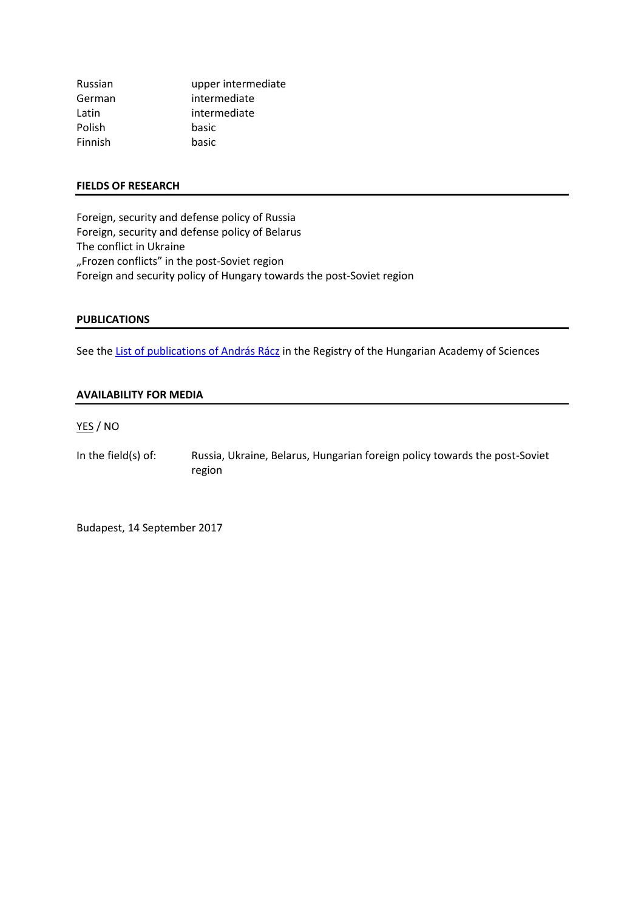| | |
|---|---|
| Russian | upper intermediate |
| German | intermediate |
| Latin | intermediate |
| Polish | basic |
| Finnish | basic |

**FIELDS OF RESEARCH**

Foreign, security and defense policy of Russia
Foreign, security and defense policy of Belarus
The conflict in Ukraine
„Frozen conflicts" in the post-Soviet region
Foreign and security policy of Hungary towards the post-Soviet region

**PUBLICATIONS**

See the List of publications of András Rácz in the Registry of the Hungarian Academy of Sciences

**AVAILABILITY FOR MEDIA**

YES / NO

In the field(s) of: Russia, Ukraine, Belarus, Hungarian foreign policy towards the post-Soviet region

Budapest, 14 September 2017